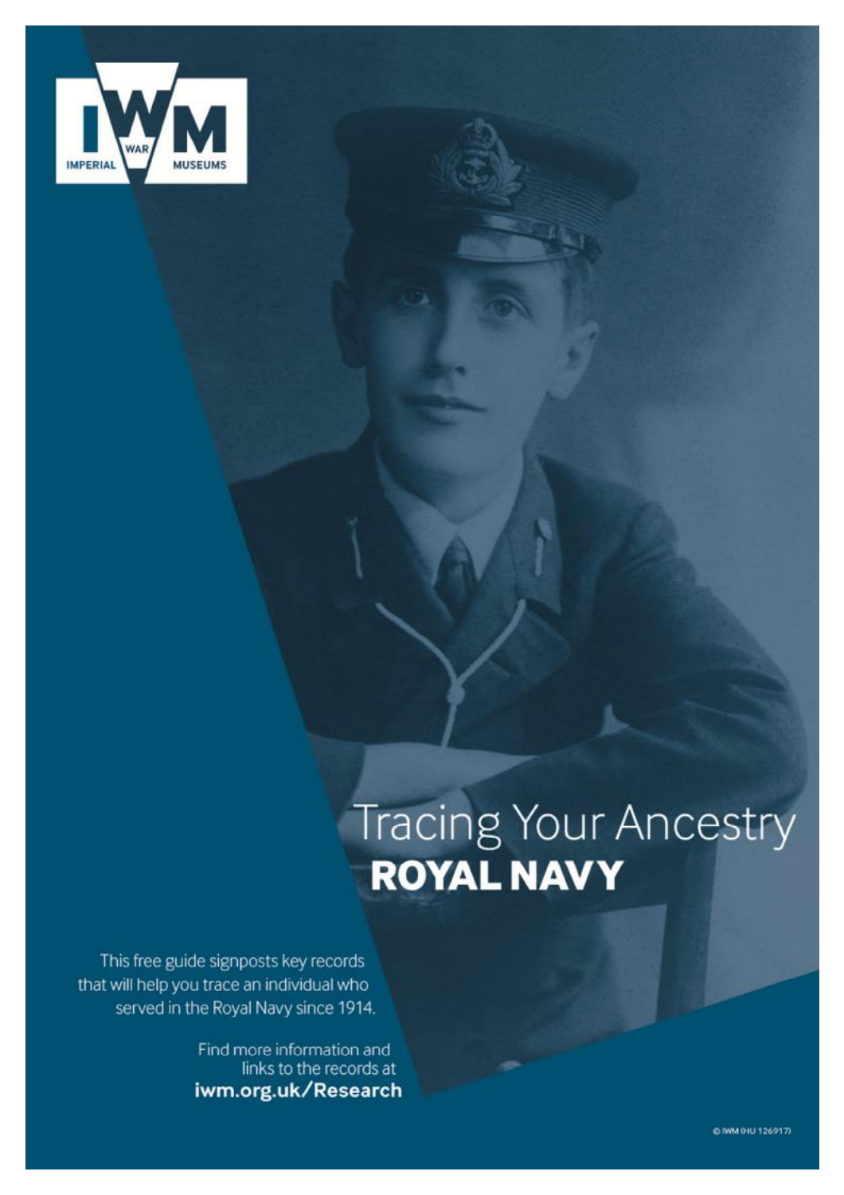IMPERIAL WAR MUSEUMS

# Tracing Your Ancestry
## ROYAL NAVY

This free guide signposts key records that will help you trace an individual who served in the Royal Navy since 1914.

Find more information and links to the records at **iwm.org.uk/Research**

© IWM (HU 126917)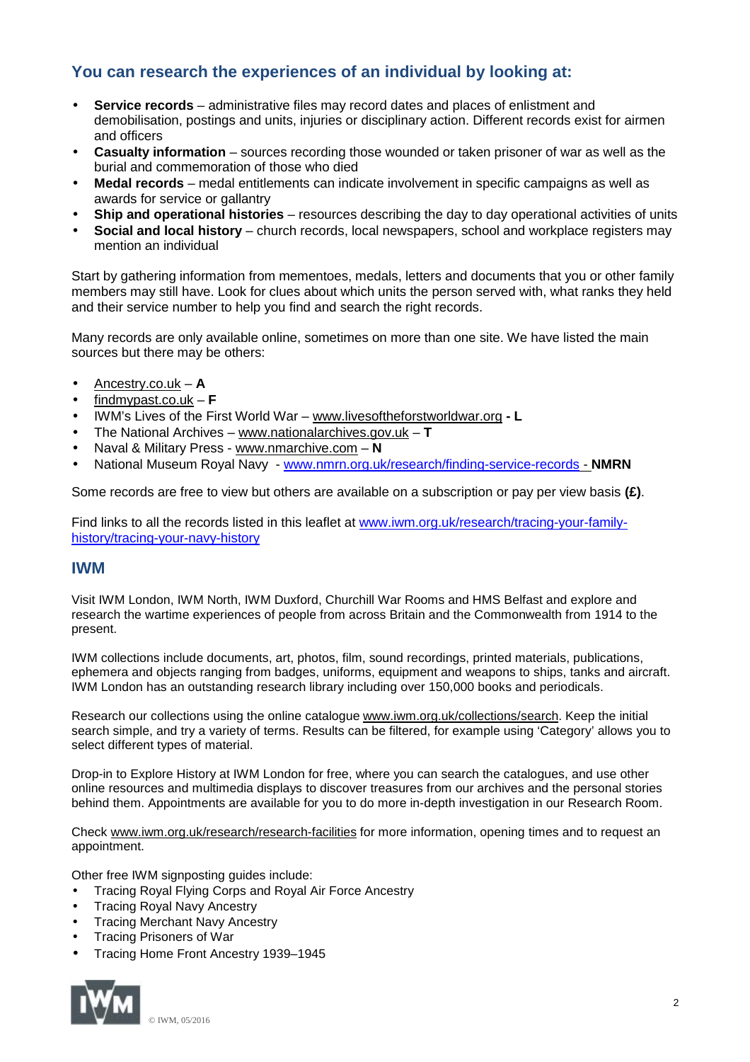## You can research the experiences of an individual by looking at:

- **Service records** – administrative files may record dates and places of enlistment and demobilisation, postings and units, injuries or disciplinary action. Different records exist for airmen and officers
- **Casualty information** – sources recording those wounded or taken prisoner of war as well as the burial and commemoration of those who died
- **Medal records** – medal entitlements can indicate involvement in specific campaigns as well as awards for service or gallantry
- **Ship and operational histories** – resources describing the day to day operational activities of units
- **Social and local history** – church records, local newspapers, school and workplace registers may mention an individual

Start by gathering information from mementoes, medals, letters and documents that you or other family members may still have. Look for clues about which units the person served with, what ranks they held and their service number to help you find and search the right records.

Many records are only available online, sometimes on more than one site. We have listed the main sources but there may be others:

- Ancestry.co.uk – **A**
- findmypast.co.uk – **F**
- IWM's Lives of the First World War – www.livesoftheforstworldwar.org **- L**
- The National Archives – www.nationalarchives.gov.uk – **T**
- Naval & Military Press - www.nmarchive.com – **N**
- National Museum Royal Navy - www.nmrn.org.uk/research/finding-service-records - **NMRN**

Some records are free to view but others are available on a subscription or pay per view basis **(£)**.

Find links to all the records listed in this leaflet at www.iwm.org.uk/research/tracing-your-family-history/tracing-your-navy-history

## IWM

Visit IWM London, IWM North, IWM Duxford, Churchill War Rooms and HMS Belfast and explore and research the wartime experiences of people from across Britain and the Commonwealth from 1914 to the present.

IWM collections include documents, art, photos, film, sound recordings, printed materials, publications, ephemera and objects ranging from badges, uniforms, equipment and weapons to ships, tanks and aircraft. IWM London has an outstanding research library including over 150,000 books and periodicals.

Research our collections using the online catalogue www.iwm.org.uk/collections/search. Keep the initial search simple, and try a variety of terms. Results can be filtered, for example using 'Category' allows you to select different types of material.

Drop-in to Explore History at IWM London for free, where you can search the catalogues, and use other online resources and multimedia displays to discover treasures from our archives and the personal stories behind them. Appointments are available for you to do more in-depth investigation in our Research Room.

Check www.iwm.org.uk/research/research-facilities for more information, opening times and to request an appointment.

Other free IWM signposting guides include:

- Tracing Royal Flying Corps and Royal Air Force Ancestry
- Tracing Royal Navy Ancestry
- Tracing Merchant Navy Ancestry
- Tracing Prisoners of War
- Tracing Home Front Ancestry 1939–1945

© IWM, 05/2016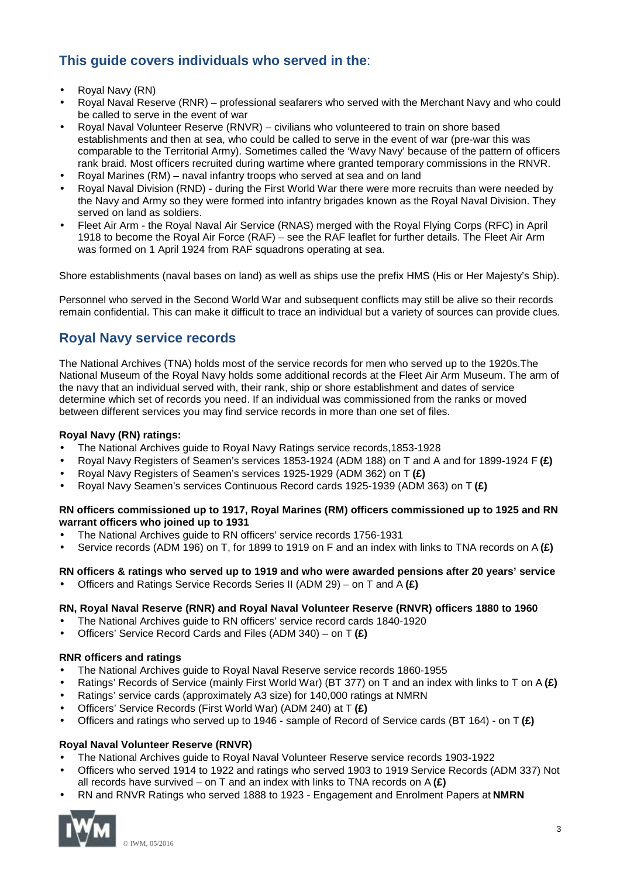## This guide covers individuals who served in the:

- Royal Navy (RN)
- Royal Naval Reserve (RNR) – professional seafarers who served with the Merchant Navy and who could be called to serve in the event of war
- Royal Naval Volunteer Reserve (RNVR) – civilians who volunteered to train on shore based establishments and then at sea, who could be called to serve in the event of war (pre-war this was comparable to the Territorial Army). Sometimes called the 'Wavy Navy' because of the pattern of officers rank braid. Most officers recruited during wartime where granted temporary commissions in the RNVR.
- Royal Marines (RM) – naval infantry troops who served at sea and on land
- Royal Naval Division (RND) - during the First World War there were more recruits than were needed by the Navy and Army so they were formed into infantry brigades known as the Royal Naval Division. They served on land as soldiers.
- Fleet Air Arm - the Royal Naval Air Service (RNAS) merged with the Royal Flying Corps (RFC) in April 1918 to become the Royal Air Force (RAF) – see the RAF leaflet for further details. The Fleet Air Arm was formed on 1 April 1924 from RAF squadrons operating at sea.

Shore establishments (naval bases on land) as well as ships use the prefix HMS (His or Her Majesty's Ship).

Personnel who served in the Second World War and subsequent conflicts may still be alive so their records remain confidential. This can make it difficult to trace an individual but a variety of sources can provide clues.

## Royal Navy service records

The National Archives (TNA) holds most of the service records for men who served up to the 1920s.The National Museum of the Royal Navy holds some additional records at the Fleet Air Arm Museum. The arm of the navy that an individual served with, their rank, ship or shore establishment and dates of service determine which set of records you need. If an individual was commissioned from the ranks or moved between different services you may find service records in more than one set of files.

**Royal Navy (RN) ratings:**

- The National Archives guide to Royal Navy Ratings service records,1853-1928
- Royal Navy Registers of Seamen's services 1853-1924 (ADM 188) on T and A and for 1899-1924 F **(£)**
- Royal Navy Registers of Seamen's services 1925-1929 (ADM 362) on T **(£)**
- Royal Navy Seamen's services Continuous Record cards 1925-1939 (ADM 363) on T **(£)**

**RN officers commissioned up to 1917, Royal Marines (RM) officers commissioned up to 1925 and RN warrant officers who joined up to 1931**

- The National Archives guide to RN officers' service records 1756-1931
- Service records (ADM 196) on T, for 1899 to 1919 on F and an index with links to TNA records on A **(£)**

**RN officers & ratings who served up to 1919 and who were awarded pensions after 20 years' service**

- Officers and Ratings Service Records Series II (ADM 29) – on T and A **(£)**

**RN, Royal Naval Reserve (RNR) and Royal Naval Volunteer Reserve (RNVR) officers 1880 to 1960**

- The National Archives guide to RN officers' service record cards 1840-1920
- Officers' Service Record Cards and Files (ADM 340) – on T **(£)**

**RNR officers and ratings**

- The National Archives guide to Royal Naval Reserve service records 1860-1955
- Ratings' Records of Service (mainly First World War) (BT 377) on T and an index with links to T on A **(£)**
- Ratings' service cards (approximately A3 size) for 140,000 ratings at NMRN
- Officers' Service Records (First World War) (ADM 240) at T **(£)**
- Officers and ratings who served up to 1946 - sample of Record of Service cards (BT 164) - on T **(£)**

**Royal Naval Volunteer Reserve (RNVR)**

- The National Archives guide to Royal Naval Volunteer Reserve service records 1903-1922
- Officers who served 1914 to 1922 and ratings who served 1903 to 1919 Service Records (ADM 337) Not all records have survived – on T and an index with links to TNA records on A **(£)**
- RN and RNVR Ratings who served 1888 to 1923 - Engagement and Enrolment Papers at **NMRN**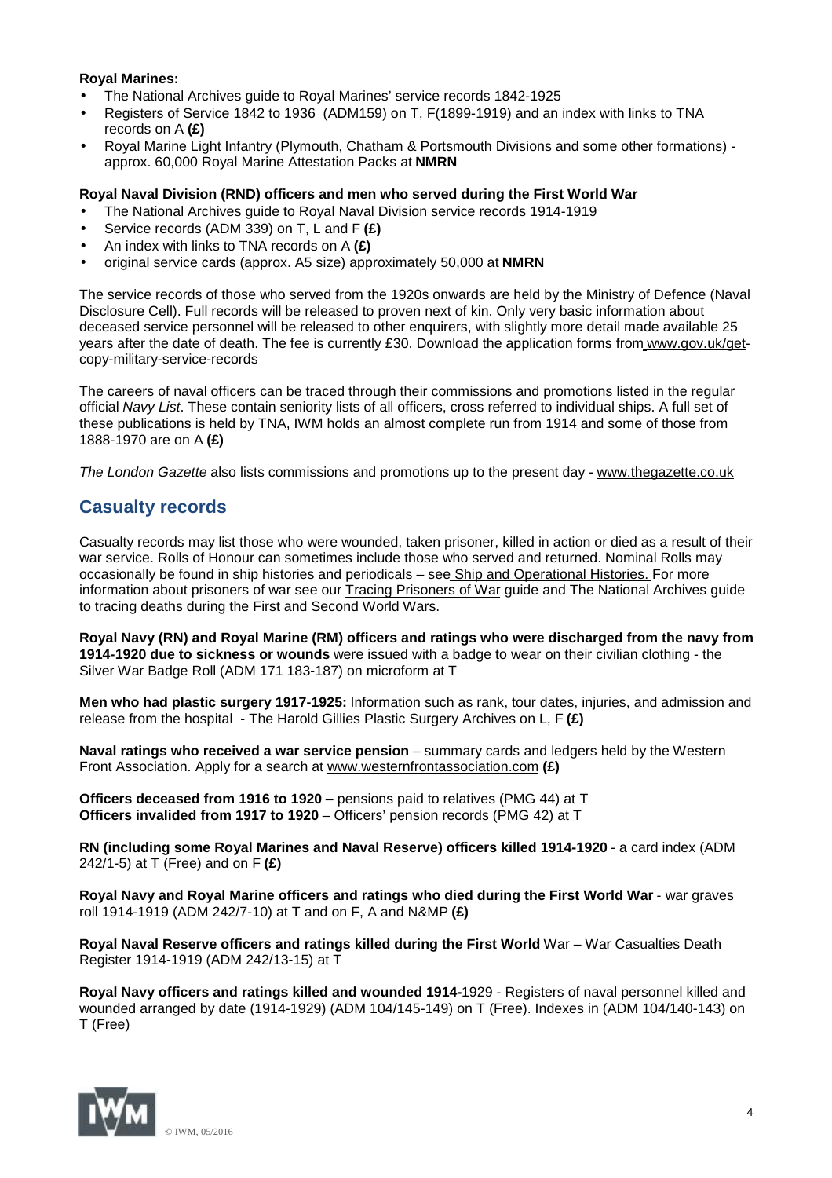**Royal Marines:**

- The National Archives guide to Royal Marines' service records 1842-1925
- Registers of Service 1842 to 1936 (ADM159) on T, F(1899-1919) and an index with links to TNA records on A **(£)**
- Royal Marine Light Infantry (Plymouth, Chatham & Portsmouth Divisions and some other formations) - approx. 60,000 Royal Marine Attestation Packs at **NMRN**

**Royal Naval Division (RND) officers and men who served during the First World War**

- The National Archives guide to Royal Naval Division service records 1914-1919
- Service records (ADM 339) on T, L and F **(£)**
- An index with links to TNA records on A **(£)**
- original service cards (approx. A5 size) approximately 50,000 at **NMRN**

The service records of those who served from the 1920s onwards are held by the Ministry of Defence (Naval Disclosure Cell). Full records will be released to proven next of kin. Only very basic information about deceased service personnel will be released to other enquirers, with slightly more detail made available 25 years after the date of death. The fee is currently £30. Download the application forms from www.gov.uk/get-copy-military-service-records

The careers of naval officers can be traced through their commissions and promotions listed in the regular official *Navy List*. These contain seniority lists of all officers, cross referred to individual ships. A full set of these publications is held by TNA, IWM holds an almost complete run from 1914 and some of those from 1888-1970 are on A **(£)**

*The London Gazette* also lists commissions and promotions up to the present day - www.thegazette.co.uk

## Casualty records

Casualty records may list those who were wounded, taken prisoner, killed in action or died as a result of their war service. Rolls of Honour can sometimes include those who served and returned. Nominal Rolls may occasionally be found in ship histories and periodicals – see Ship and Operational Histories. For more information about prisoners of war see our Tracing Prisoners of War guide and The National Archives guide to tracing deaths during the First and Second World Wars.

**Royal Navy (RN) and Royal Marine (RM) officers and ratings who were discharged from the navy from 1914-1920 due to sickness or wounds** were issued with a badge to wear on their civilian clothing - the Silver War Badge Roll (ADM 171 183-187) on microform at T

**Men who had plastic surgery 1917-1925:** Information such as rank, tour dates, injuries, and admission and release from the hospital - The Harold Gillies Plastic Surgery Archives on L, F **(£)**

**Naval ratings who received a war service pension** – summary cards and ledgers held by the Western Front Association. Apply for a search at www.westernfrontassociation.com **(£)**

**Officers deceased from 1916 to 1920** – pensions paid to relatives (PMG 44) at T
**Officers invalided from 1917 to 1920** – Officers' pension records (PMG 42) at T

**RN (including some Royal Marines and Naval Reserve) officers killed 1914-1920** - a card index (ADM 242/1-5) at T (Free) and on F **(£)**

**Royal Navy and Royal Marine officers and ratings who died during the First World War** - war graves roll 1914-1919 (ADM 242/7-10) at T and on F, A and N&MP **(£)**

**Royal Naval Reserve officers and ratings killed during the First World** War – War Casualties Death Register 1914-1919 (ADM 242/13-15) at T

**Royal Navy officers and ratings killed and wounded 1914-**1929 - Registers of naval personnel killed and wounded arranged by date (1914-1929) (ADM 104/145-149) on T (Free). Indexes in (ADM 104/140-143) on T (Free)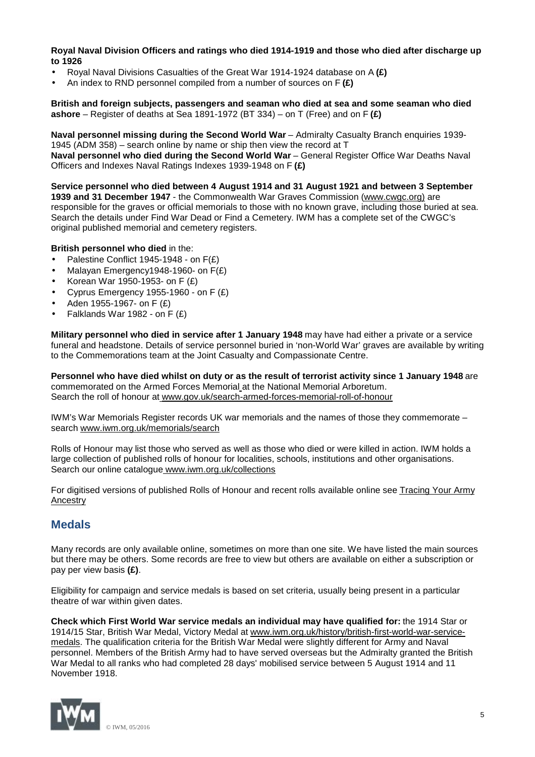**Royal Naval Division Officers and ratings who died 1914-1919 and those who died after discharge up to 1926**

- Royal Naval Divisions Casualties of the Great War 1914-1924 database on A **(£)**
- An index to RND personnel compiled from a number of sources on F **(£)**

**British and foreign subjects, passengers and seaman who died at sea and some seaman who died ashore** – Register of deaths at Sea 1891-1972 (BT 334) – on T (Free) and on F **(£)**

**Naval personnel missing during the Second World War** – Admiralty Casualty Branch enquiries 1939-1945 (ADM 358) – search online by name or ship then view the record at T

**Naval personnel who died during the Second World War** – General Register Office War Deaths Naval Officers and Indexes Naval Ratings Indexes 1939-1948 on F **(£)**

**Service personnel who died between 4 August 1914 and 31 August 1921 and between 3 September 1939 and 31 December 1947** - the Commonwealth War Graves Commission (www.cwgc.org) are responsible for the graves or official memorials to those with no known grave, including those buried at sea. Search the details under Find War Dead or Find a Cemetery. IWM has a complete set of the CWGC's original published memorial and cemetery registers.

**British personnel who died** in the:

- Palestine Conflict 1945-1948 - on F(£)
- Malayan Emergency1948-1960- on F(£)
- Korean War 1950-1953- on F (£)
- Cyprus Emergency 1955-1960 - on F (£)
- Aden 1955-1967- on F (£)
- Falklands War 1982 - on F (£)

**Military personnel who died in service after 1 January 1948** may have had either a private or a service funeral and headstone. Details of service personnel buried in 'non-World War' graves are available by writing to the Commemorations team at the Joint Casualty and Compassionate Centre.

**Personnel who have died whilst on duty or as the result of terrorist activity since 1 January 1948** are commemorated on the Armed Forces Memorial at the National Memorial Arboretum.
Search the roll of honour at www.gov.uk/search-armed-forces-memorial-roll-of-honour

IWM's War Memorials Register records UK war memorials and the names of those they commemorate – search www.iwm.org.uk/memorials/search

Rolls of Honour may list those who served as well as those who died or were killed in action. IWM holds a large collection of published rolls of honour for localities, schools, institutions and other organisations. Search our online catalogue www.iwm.org.uk/collections

For digitised versions of published Rolls of Honour and recent rolls available online see Tracing Your Army Ancestry

## Medals

Many records are only available online, sometimes on more than one site. We have listed the main sources but there may be others. Some records are free to view but others are available on either a subscription or pay per view basis **(£)**.

Eligibility for campaign and service medals is based on set criteria, usually being present in a particular theatre of war within given dates.

**Check which First World War service medals an individual may have qualified for:** the 1914 Star or 1914/15 Star, British War Medal, Victory Medal at www.iwm.org.uk/history/british-first-world-war-service-medals. The qualification criteria for the British War Medal were slightly different for Army and Naval personnel. Members of the British Army had to have served overseas but the Admiralty granted the British War Medal to all ranks who had completed 28 days' mobilised service between 5 August 1914 and 11 November 1918.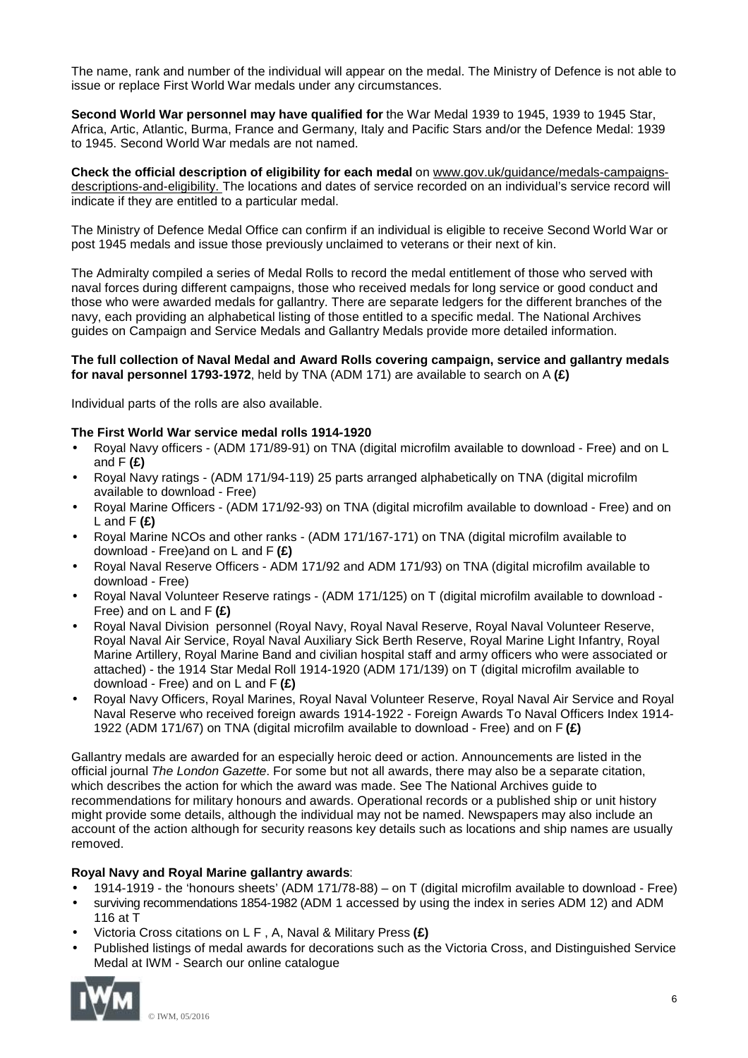The name, rank and number of the individual will appear on the medal. The Ministry of Defence is not able to issue or replace First World War medals under any circumstances.

**Second World War personnel may have qualified for** the War Medal 1939 to 1945, 1939 to 1945 Star, Africa, Artic, Atlantic, Burma, France and Germany, Italy and Pacific Stars and/or the Defence Medal: 1939 to 1945. Second World War medals are not named.

**Check the official description of eligibility for each medal** on www.gov.uk/guidance/medals-campaigns-descriptions-and-eligibility. The locations and dates of service recorded on an individual's service record will indicate if they are entitled to a particular medal.

The Ministry of Defence Medal Office can confirm if an individual is eligible to receive Second World War or post 1945 medals and issue those previously unclaimed to veterans or their next of kin.

The Admiralty compiled a series of Medal Rolls to record the medal entitlement of those who served with naval forces during different campaigns, those who received medals for long service or good conduct and those who were awarded medals for gallantry. There are separate ledgers for the different branches of the navy, each providing an alphabetical listing of those entitled to a specific medal. The National Archives guides on Campaign and Service Medals and Gallantry Medals provide more detailed information.

**The full collection of Naval Medal and Award Rolls covering campaign, service and gallantry medals for naval personnel 1793-1972**, held by TNA (ADM 171) are available to search on A **(£)**

Individual parts of the rolls are also available.

**The First World War service medal rolls 1914-1920**

- Royal Navy officers - (ADM 171/89-91) on TNA (digital microfilm available to download - Free) and on L and F **(£)**
- Royal Navy ratings - (ADM 171/94-119) 25 parts arranged alphabetically on TNA (digital microfilm available to download - Free)
- Royal Marine Officers - (ADM 171/92-93) on TNA (digital microfilm available to download - Free) and on L and F **(£)**
- Royal Marine NCOs and other ranks - (ADM 171/167-171) on TNA (digital microfilm available to download - Free)and on L and F **(£)**
- Royal Naval Reserve Officers - ADM 171/92 and ADM 171/93) on TNA (digital microfilm available to download - Free)
- Royal Naval Volunteer Reserve ratings - (ADM 171/125) on T (digital microfilm available to download - Free) and on L and F **(£)**
- Royal Naval Division personnel (Royal Navy, Royal Naval Reserve, Royal Naval Volunteer Reserve, Royal Naval Air Service, Royal Naval Auxiliary Sick Berth Reserve, Royal Marine Light Infantry, Royal Marine Artillery, Royal Marine Band and civilian hospital staff and army officers who were associated or attached) - the 1914 Star Medal Roll 1914-1920 (ADM 171/139) on T (digital microfilm available to download - Free) and on L and F **(£)**
- Royal Navy Officers, Royal Marines, Royal Naval Volunteer Reserve, Royal Naval Air Service and Royal Naval Reserve who received foreign awards 1914-1922 - Foreign Awards To Naval Officers Index 1914-1922 (ADM 171/67) on TNA (digital microfilm available to download - Free) and on F **(£)**

Gallantry medals are awarded for an especially heroic deed or action. Announcements are listed in the official journal *The London Gazette*. For some but not all awards, there may also be a separate citation, which describes the action for which the award was made. See The National Archives guide to recommendations for military honours and awards. Operational records or a published ship or unit history might provide some details, although the individual may not be named. Newspapers may also include an account of the action although for security reasons key details such as locations and ship names are usually removed.

**Royal Navy and Royal Marine gallantry awards**:

- 1914-1919 - the 'honours sheets' (ADM 171/78-88) – on T (digital microfilm available to download - Free)
- surviving recommendations 1854-1982 (ADM 1 accessed by using the index in series ADM 12) and ADM 116 at T
- Victoria Cross citations on L F , A, Naval & Military Press **(£)**
- Published listings of medal awards for decorations such as the Victoria Cross, and Distinguished Service Medal at IWM - Search our online catalogue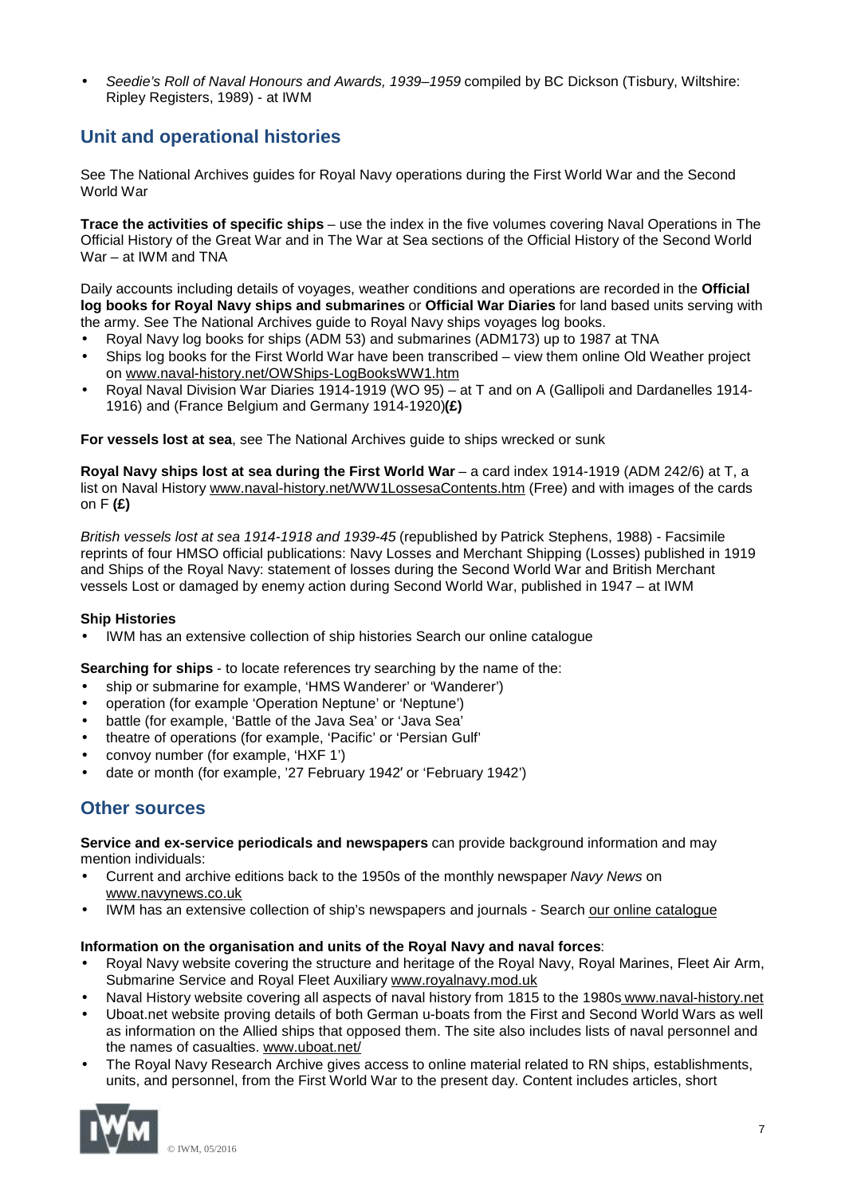- *Seedie's Roll of Naval Honours and Awards, 1939–1959* compiled by BC Dickson (Tisbury, Wiltshire: Ripley Registers, 1989) - at IWM

## Unit and operational histories

See The National Archives guides for Royal Navy operations during the First World War and the Second World War

**Trace the activities of specific ships** – use the index in the five volumes covering Naval Operations in The Official History of the Great War and in The War at Sea sections of the Official History of the Second World War – at IWM and TNA

Daily accounts including details of voyages, weather conditions and operations are recorded in the **Official log books for Royal Navy ships and submarines** or **Official War Diaries** for land based units serving with the army. See The National Archives guide to Royal Navy ships voyages log books.

- Royal Navy log books for ships (ADM 53) and submarines (ADM173) up to 1987 at TNA
- Ships log books for the First World War have been transcribed – view them online Old Weather project on www.naval-history.net/OWShips-LogBooksWW1.htm
- Royal Naval Division War Diaries 1914-1919 (WO 95) – at T and on A (Gallipoli and Dardanelles 1914-1916) and (France Belgium and Germany 1914-1920)**(£)**

**For vessels lost at sea**, see The National Archives guide to ships wrecked or sunk

**Royal Navy ships lost at sea during the First World War** – a card index 1914-1919 (ADM 242/6) at T, a list on Naval History www.naval-history.net/WW1LossesaContents.htm (Free) and with images of the cards on F **(£)**

*British vessels lost at sea 1914-1918 and 1939-45* (republished by Patrick Stephens, 1988) - Facsimile reprints of four HMSO official publications: Navy Losses and Merchant Shipping (Losses) published in 1919 and Ships of the Royal Navy: statement of losses during the Second World War and British Merchant vessels Lost or damaged by enemy action during Second World War, published in 1947 – at IWM

**Ship Histories**

- IWM has an extensive collection of ship histories Search our online catalogue

**Searching for ships** - to locate references try searching by the name of the:

- ship or submarine for example, 'HMS Wanderer' or 'Wanderer')
- operation (for example 'Operation Neptune' or 'Neptune')
- battle (for example, 'Battle of the Java Sea' or 'Java Sea'
- theatre of operations (for example, 'Pacific' or 'Persian Gulf'
- convoy number (for example, 'HXF 1')
- date or month (for example, '27 February 1942' or 'February 1942')

## Other sources

**Service and ex-service periodicals and newspapers** can provide background information and may mention individuals:

- Current and archive editions back to the 1950s of the monthly newspaper *Navy News* on www.navynews.co.uk
- IWM has an extensive collection of ship's newspapers and journals - Search our online catalogue

**Information on the organisation and units of the Royal Navy and naval forces**:

- Royal Navy website covering the structure and heritage of the Royal Navy, Royal Marines, Fleet Air Arm, Submarine Service and Royal Fleet Auxiliary www.royalnavy.mod.uk
- Naval History website covering all aspects of naval history from 1815 to the 1980s www.naval-history.net
- Uboat.net website proving details of both German u-boats from the First and Second World Wars as well as information on the Allied ships that opposed them. The site also includes lists of naval personnel and the names of casualties. www.uboat.net/
- The Royal Navy Research Archive gives access to online material related to RN ships, establishments, units, and personnel, from the First World War to the present day. Content includes articles, short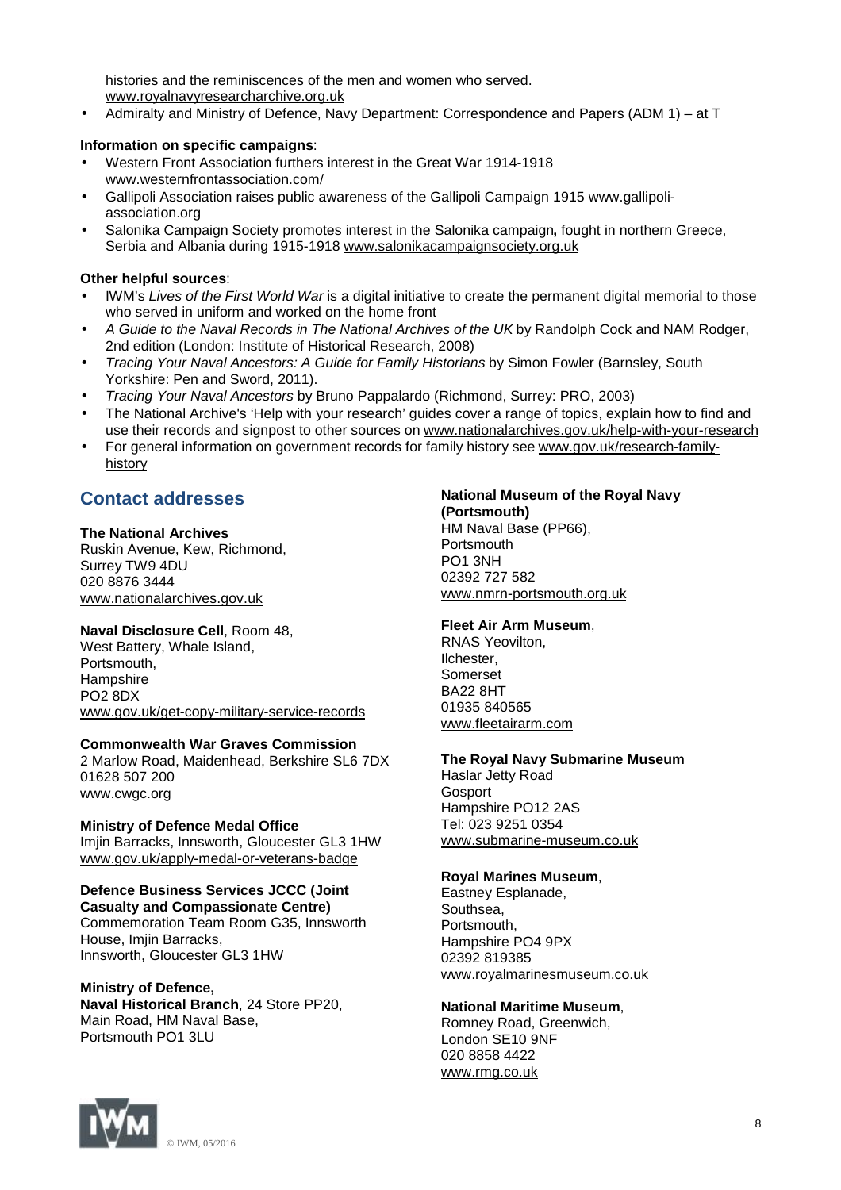histories and the reminiscences of the men and women who served.
www.royalnavyresearcharchive.org.uk

- Admiralty and Ministry of Defence, Navy Department: Correspondence and Papers (ADM 1) – at T

**Information on specific campaigns**:

- Western Front Association furthers interest in the Great War 1914-1918 www.westernfrontassociation.com/
- Gallipoli Association raises public awareness of the Gallipoli Campaign 1915 www.gallipoli-association.org
- Salonika Campaign Society promotes interest in the Salonika campaign**,** fought in northern Greece, Serbia and Albania during 1915-1918 www.salonikacampaignsociety.org.uk

**Other helpful sources**:

- IWM's *Lives of the First World War* is a digital initiative to create the permanent digital memorial to those who served in uniform and worked on the home front
- *A Guide to the Naval Records in The National Archives of the UK* by Randolph Cock and NAM Rodger, 2nd edition (London: Institute of Historical Research, 2008)
- *Tracing Your Naval Ancestors: A Guide for Family Historians* by Simon Fowler (Barnsley, South Yorkshire: Pen and Sword, 2011).
- *Tracing Your Naval Ancestors* by Bruno Pappalardo (Richmond, Surrey: PRO, 2003)
- The National Archive's 'Help with your research' guides cover a range of topics, explain how to find and use their records and signpost to other sources on www.nationalarchives.gov.uk/help-with-your-research
- For general information on government records for family history see www.gov.uk/research-family-history

## Contact addresses

**The National Archives**
Ruskin Avenue, Kew, Richmond,
Surrey TW9 4DU
020 8876 3444
www.nationalarchives.gov.uk

**Naval Disclosure Cell**, Room 48,
West Battery, Whale Island,
Portsmouth,
Hampshire
PO2 8DX
www.gov.uk/get-copy-military-service-records

**Commonwealth War Graves Commission**
2 Marlow Road, Maidenhead, Berkshire SL6 7DX
01628 507 200
www.cwgc.org

**Ministry of Defence Medal Office**
Imjin Barracks, Innsworth, Gloucester GL3 1HW
www.gov.uk/apply-medal-or-veterans-badge

**Defence Business Services JCCC (Joint Casualty and Compassionate Centre)**
Commemoration Team Room G35, Innsworth House, Imjin Barracks,
Innsworth, Gloucester GL3 1HW

**Ministry of Defence,**
**Naval Historical Branch**, 24 Store PP20,
Main Road, HM Naval Base,
Portsmouth PO1 3LU

**National Museum of the Royal Navy (Portsmouth)**
HM Naval Base (PP66),
Portsmouth
PO1 3NH
02392 727 582
www.nmrn-portsmouth.org.uk

**Fleet Air Arm Museum**,
RNAS Yeovilton,
Ilchester,
Somerset
BA22 8HT
01935 840565
www.fleetairarm.com

**The Royal Navy Submarine Museum**
Haslar Jetty Road
Gosport
Hampshire PO12 2AS
Tel: 023 9251 0354
www.submarine-museum.co.uk

**Royal Marines Museum**,
Eastney Esplanade,
Southsea,
Portsmouth,
Hampshire PO4 9PX
02392 819385
www.royalmarinesmuseum.co.uk

**National Maritime Museum**,
Romney Road, Greenwich,
London SE10 9NF
020 8858 4422
www.rmg.co.uk

© IWM, 05/2016